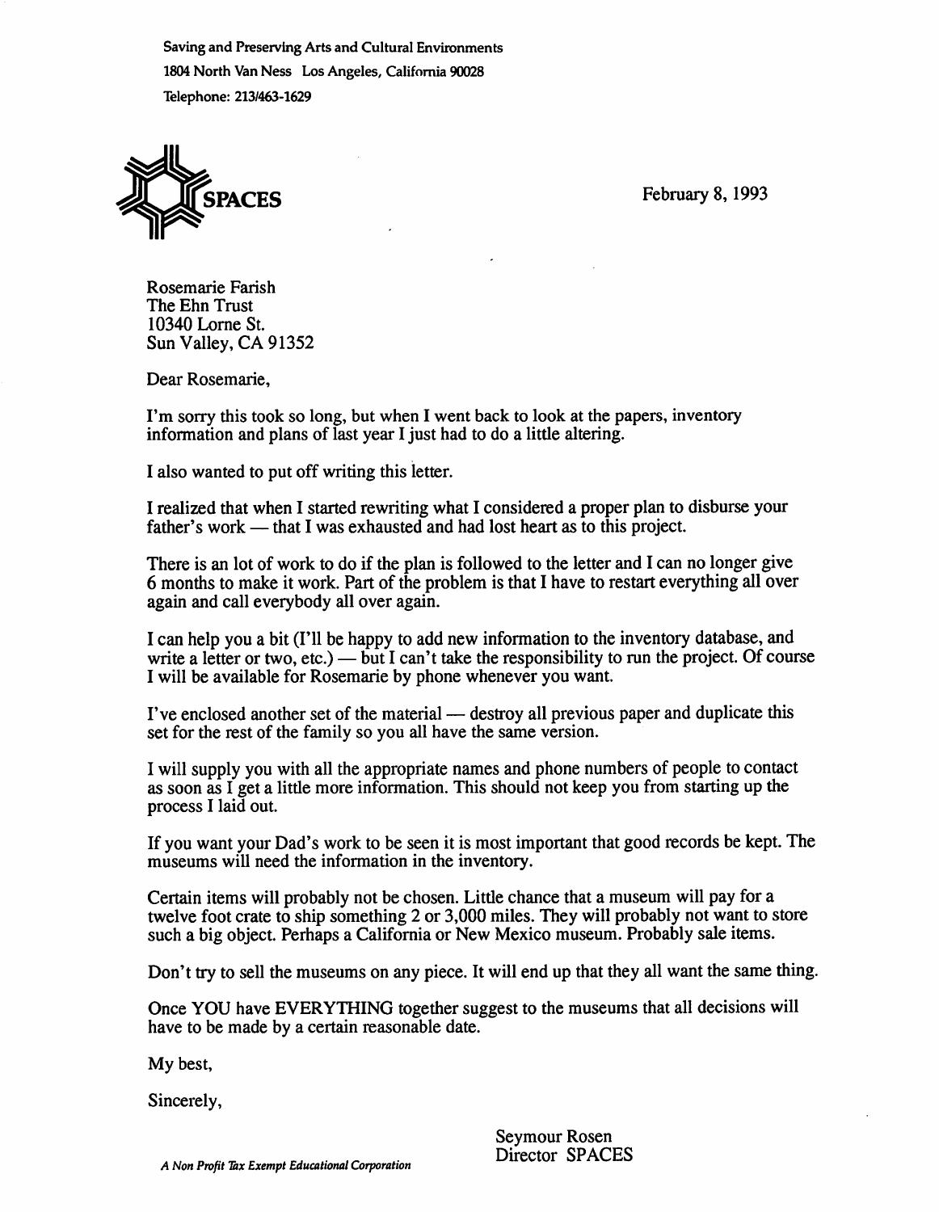Saving and Preserving Arts and Cultural Environments
1804 North Van Ness Los Angeles, California 90028
Telephone: 213/463-1629

SPACES

February 8, 1993

Rosemarie Farish
The Ehn Trust
10340 Lorne St.
Sun Valley, CA 91352

Dear Rosemarie,

I'm sorry this took so long, but when I went back to look at the papers, inventory information and plans of last year I just had to do a little altering.

I also wanted to put off writing this letter.

I realized that when I started rewriting what I considered a proper plan to disburse your father's work — that I was exhausted and had lost heart as to this project.

There is an lot of work to do if the plan is followed to the letter and I can no longer give 6 months to make it work. Part of the problem is that I have to restart everything all over again and call everybody all over again.

I can help you a bit (I'll be happy to add new information to the inventory database, and write a letter or two, etc.) — but I can't take the responsibility to run the project. Of course I will be available for Rosemarie by phone whenever you want.

I've enclosed another set of the material — destroy all previous paper and duplicate this set for the rest of the family so you all have the same version.

I will supply you with all the appropriate names and phone numbers of people to contact as soon as I get a little more information. This should not keep you from starting up the process I laid out.

If you want your Dad's work to be seen it is most important that good records be kept. The museums will need the information in the inventory.

Certain items will probably not be chosen. Little chance that a museum will pay for a twelve foot crate to ship something 2 or 3,000 miles. They will probably not want to store such a big object. Perhaps a California or New Mexico museum. Probably sale items.

Don't try to sell the museums on any piece. It will end up that they all want the same thing.

Once YOU have EVERYTHING together suggest to the museums that all decisions will have to be made by a certain reasonable date.

My best,

Sincerely,

Seymour Rosen
Director SPACES

*A Non Profit Tax Exempt Educational Corporation*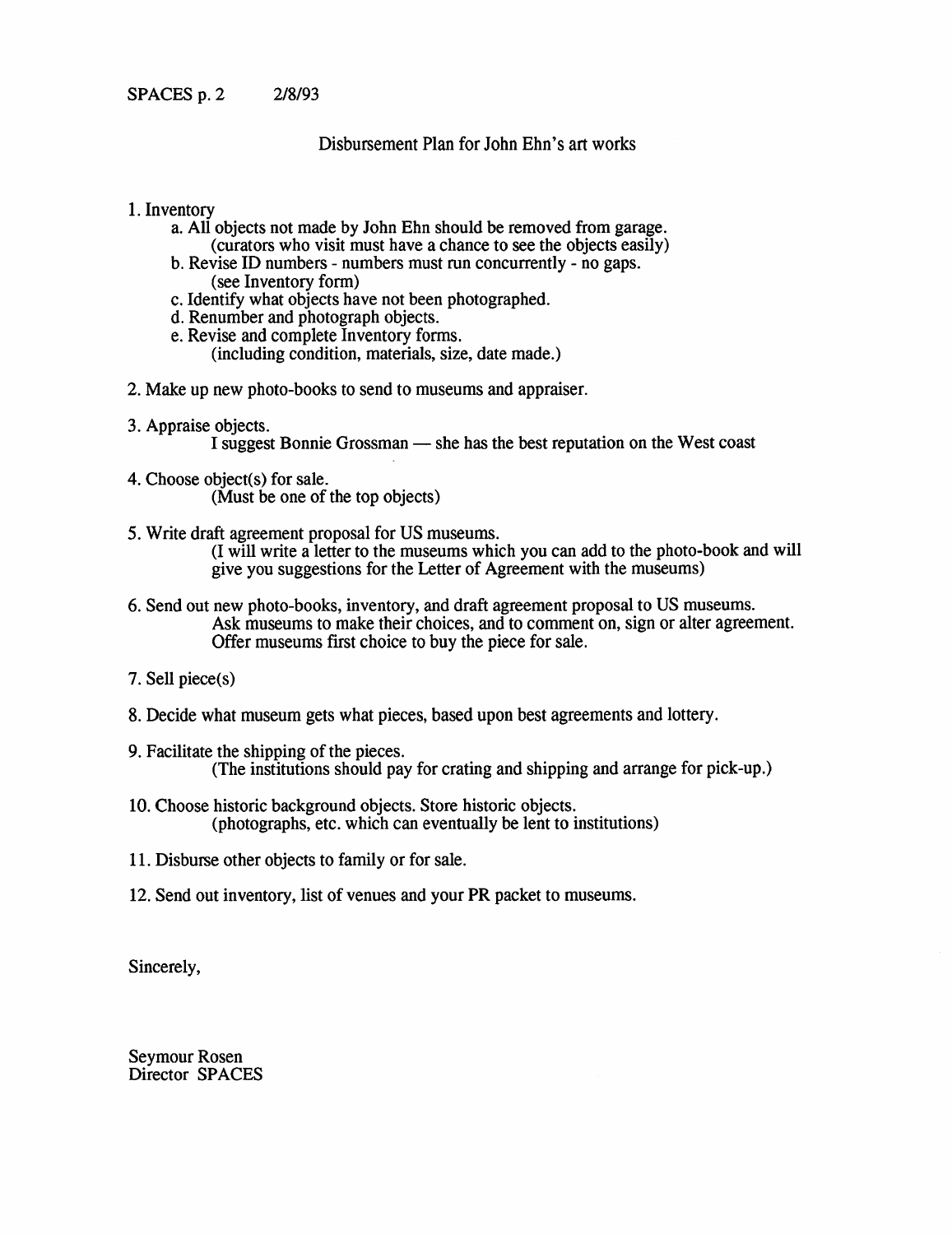Disbursement Plan for John Ehn's art works

1. Inventory
   a. All objects not made by John Ehn should be removed from garage. (curators who visit must have a chance to see the objects easily)
   b. Revise ID numbers - numbers must run concurrently - no gaps. (see Inventory form)
   c. Identify what objects have not been photographed.
   d. Renumber and photograph objects.
   e. Revise and complete Inventory forms. (including condition, materials, size, date made.)

2. Make up new photo-books to send to museums and appraiser.

3. Appraise objects.
   I suggest Bonnie Grossman — she has the best reputation on the West coast

4. Choose object(s) for sale.
   (Must be one of the top objects)

5. Write draft agreement proposal for US museums.
   (I will write a letter to the museums which you can add to the photo-book and will give you suggestions for the Letter of Agreement with the museums)

6. Send out new photo-books, inventory, and draft agreement proposal to US museums.
   Ask museums to make their choices, and to comment on, sign or alter agreement.
   Offer museums first choice to buy the piece for sale.

7. Sell piece(s)

8. Decide what museum gets what pieces, based upon best agreements and lottery.

9. Facilitate the shipping of the pieces.
   (The institutions should pay for crating and shipping and arrange for pick-up.)

10. Choose historic background objects. Store historic objects.
    (photographs, etc. which can eventually be lent to institutions)

11. Disburse other objects to family or for sale.

12. Send out inventory, list of venues and your PR packet to museums.

Sincerely,

Seymour Rosen
Director SPACES